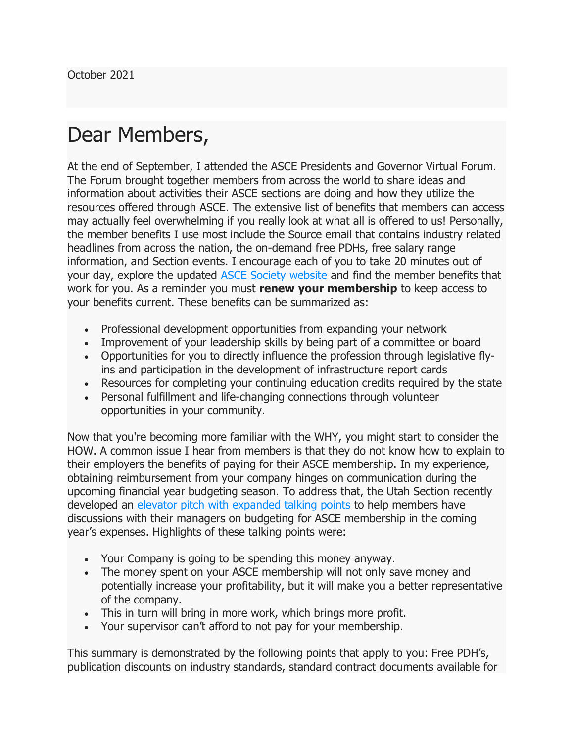October 2021

# Dear Members,

At the end of September, I attended the ASCE Presidents and Governor Virtual Forum. The Forum brought together members from across the world to share ideas and information about activities their ASCE sections are doing and how they utilize the resources offered through ASCE. The extensive list of benefits that members can access may actually feel overwhelming if you really look at what all is offered to us! Personally, the member benefits I use most include the Source email that contains industry related headlines from across the nation, the on-demand free PDHs, free salary range information, and Section events. I encourage each of you to take 20 minutes out of your day, explore the updated [ASCE Society website](#) and find the member benefits that work for you. As a reminder you must **renew your membership** to keep access to your benefits current. These benefits can be summarized as:

- Professional development opportunities from expanding your network
- Improvement of your leadership skills by being part of a committee or board
- Opportunities for you to directly influence the profession through legislative fly-ins and participation in the development of infrastructure report cards
- Resources for completing your continuing education credits required by the state
- Personal fulfillment and life-changing connections through volunteer opportunities in your community.

Now that you're becoming more familiar with the WHY, you might start to consider the HOW. A common issue I hear from members is that they do not know how to explain to their employers the benefits of paying for their ASCE membership. In my experience, obtaining reimbursement from your company hinges on communication during the upcoming financial year budgeting season. To address that, the Utah Section recently developed an [elevator pitch with expanded talking points](#) to help members have discussions with their managers on budgeting for ASCE membership in the coming year's expenses. Highlights of these talking points were:

- Your Company is going to be spending this money anyway.
- The money spent on your ASCE membership will not only save money and potentially increase your profitability, but it will make you a better representative of the company.
- This in turn will bring in more work, which brings more profit.
- Your supervisor can't afford to not pay for your membership.

This summary is demonstrated by the following points that apply to you: Free PDH's, publication discounts on industry standards, standard contract documents available for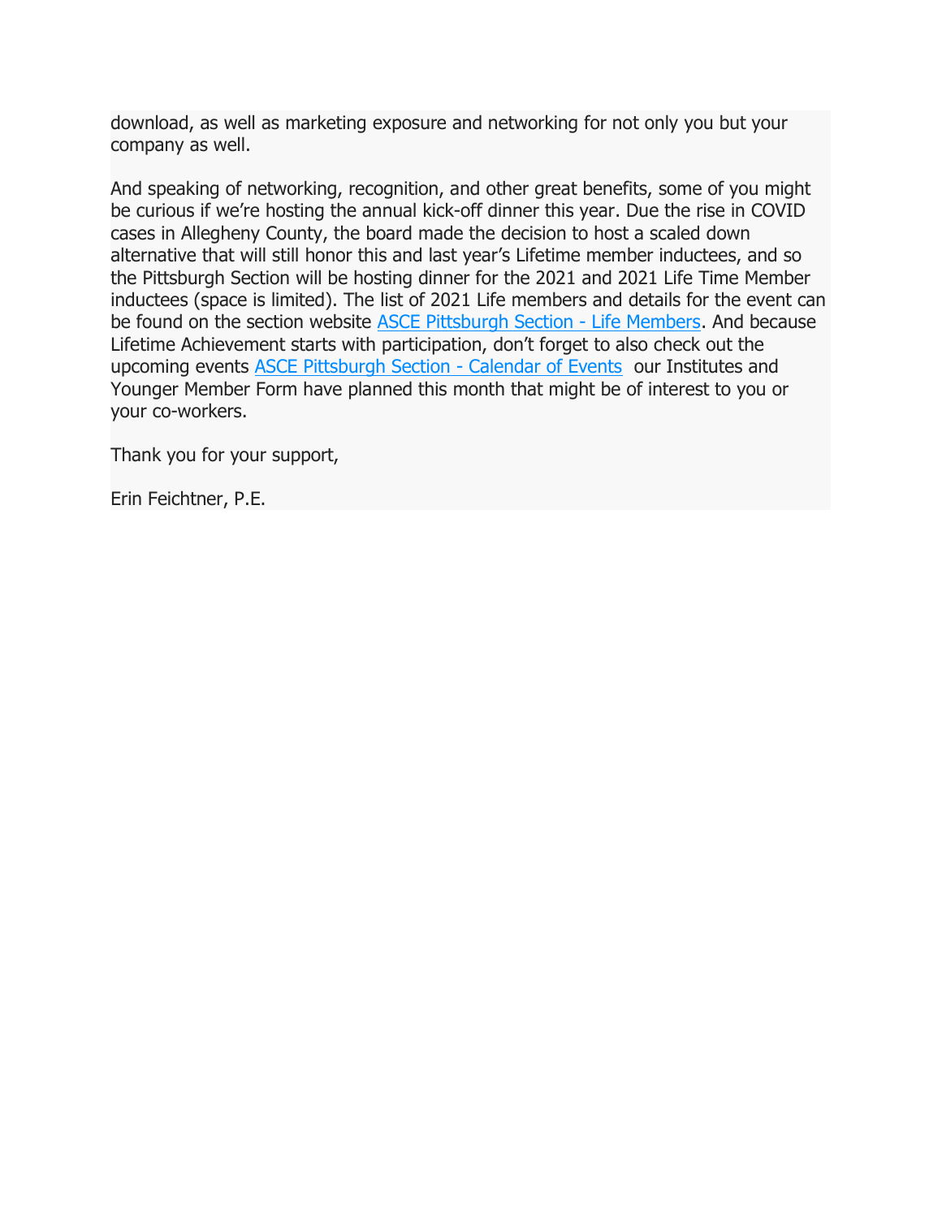download, as well as marketing exposure and networking for not only you but your company as well.

And speaking of networking, recognition, and other great benefits, some of you might be curious if we're hosting the annual kick-off dinner this year. Due the rise in COVID cases in Allegheny County, the board made the decision to host a scaled down alternative that will still honor this and last year's Lifetime member inductees, and so the Pittsburgh Section will be hosting dinner for the 2021 and 2021 Life Time Member inductees (space is limited). The list of 2021 Life members and details for the event can be found on the section website ASCE Pittsburgh Section - Life Members. And because Lifetime Achievement starts with participation, don't forget to also check out the upcoming events ASCE Pittsburgh Section - Calendar of Events our Institutes and Younger Member Form have planned this month that might be of interest to you or your co-workers.

Thank you for your support,

Erin Feichtner, P.E.